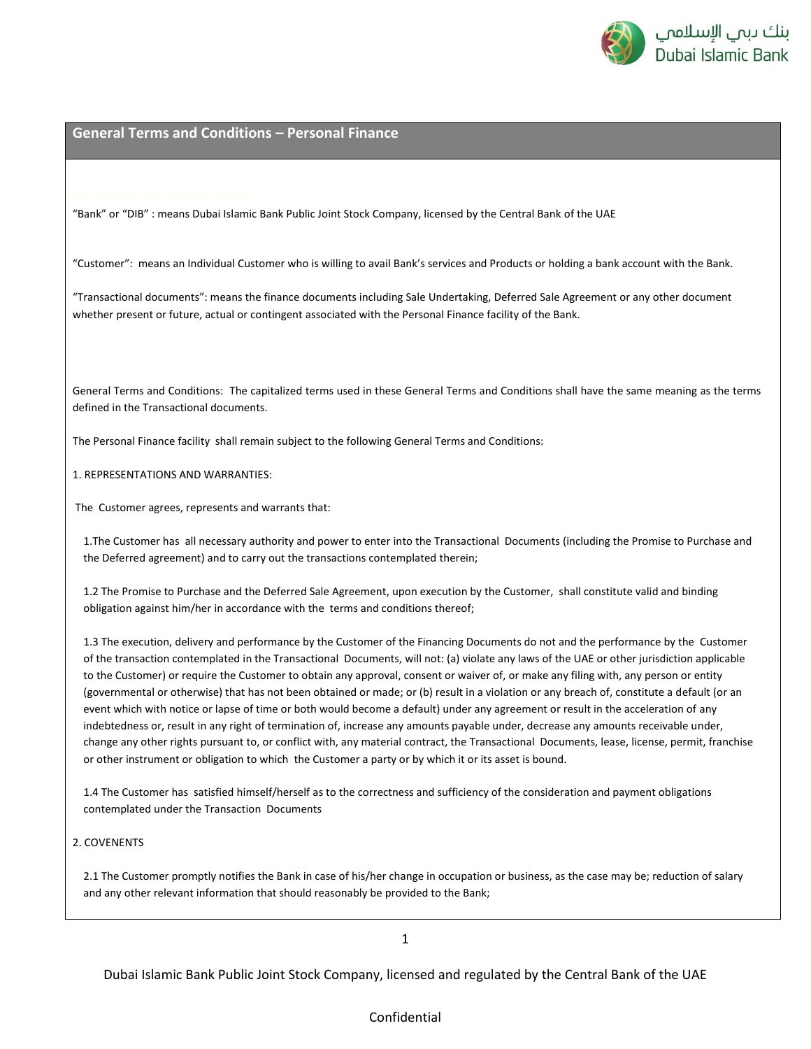## General Terms and Conditions – Personal Finance

"Bank" or "DIB" : means Dubai Islamic Bank Public Joint Stock Company, licensed by the Central Bank of the UAE

"Customer": means an Individual Customer who is willing to avail Bank's services and Products or holding a bank account with the Bank.

"Transactional documents": means the finance documents including Sale Undertaking, Deferred Sale Agreement or any other document whether present or future, actual or contingent associated with the Personal Finance facility of the Bank.

General Terms and Conditions: The capitalized terms used in these General Terms and Conditions shall have the same meaning as the terms defined in the Transactional documents.

The Personal Finance facility shall remain subject to the following General Terms and Conditions:

1. REPRESENTATIONS AND WARRANTIES:

The Customer agrees, represents and warrants that:

1.The Customer has all necessary authority and power to enter into the Transactional Documents (including the Promise to Purchase and the Deferred agreement) and to carry out the transactions contemplated therein;

1.2 The Promise to Purchase and the Deferred Sale Agreement, upon execution by the Customer, shall constitute valid and binding obligation against him/her in accordance with the terms and conditions thereof;

1.3 The execution, delivery and performance by the Customer of the Financing Documents do not and the performance by the Customer of the transaction contemplated in the Transactional Documents, will not: (a) violate any laws of the UAE or other jurisdiction applicable to the Customer) or require the Customer to obtain any approval, consent or waiver of, or make any filing with, any person or entity (governmental or otherwise) that has not been obtained or made; or (b) result in a violation or any breach of, constitute a default (or an event which with notice or lapse of time or both would become a default) under any agreement or result in the acceleration of any indebtedness or, result in any right of termination of, increase any amounts payable under, decrease any amounts receivable under, change any other rights pursuant to, or conflict with, any material contract, the Transactional Documents, lease, license, permit, franchise or other instrument or obligation to which the Customer a party or by which it or its asset is bound.

1.4 The Customer has satisfied himself/herself as to the correctness and sufficiency of the consideration and payment obligations contemplated under the Transaction Documents

2. COVENENTS

2.1 The Customer promptly notifies the Bank in case of his/her change in occupation or business, as the case may be; reduction of salary and any other relevant information that should reasonably be provided to the Bank;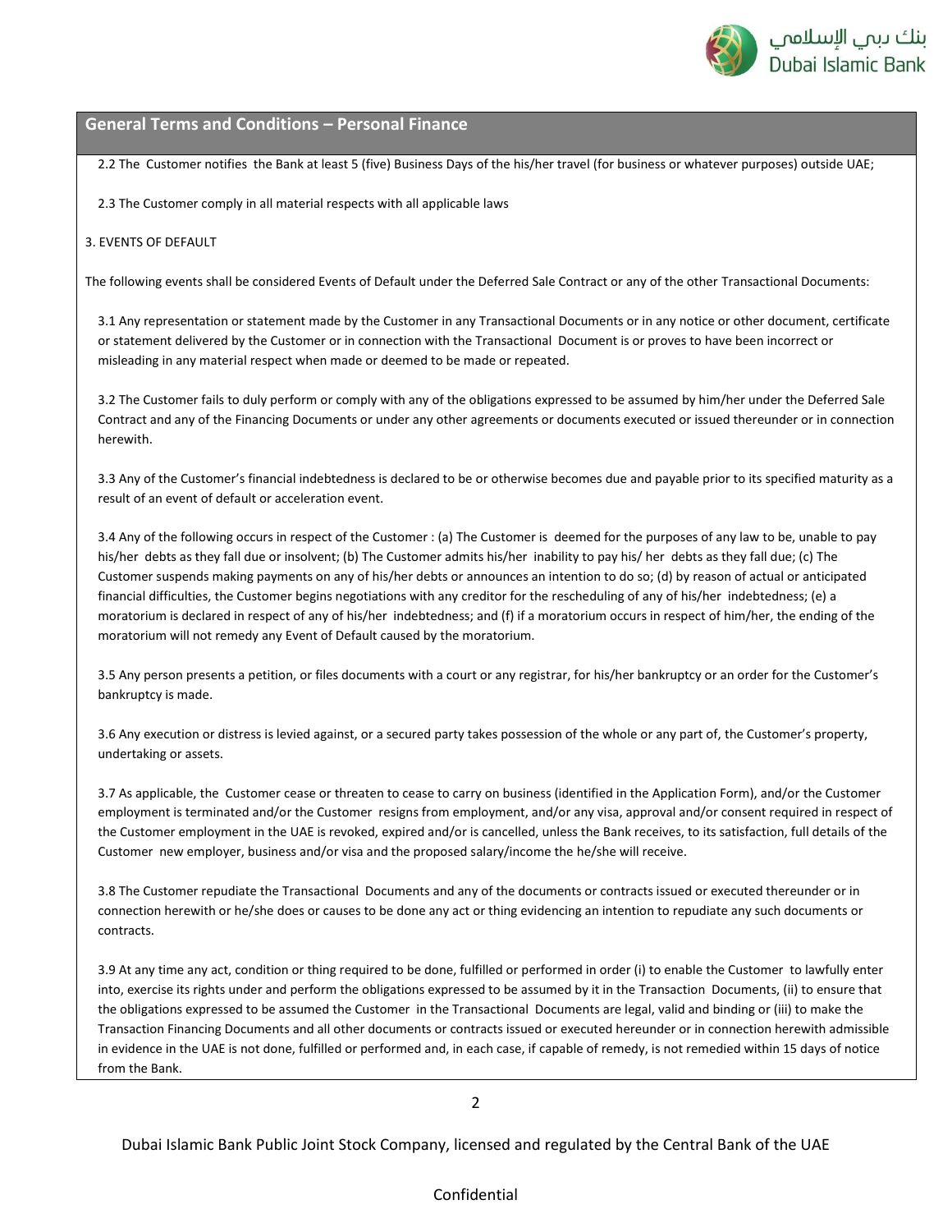## General Terms and Conditions – Personal Finance

2.2 The Customer notifies the Bank at least 5 (five) Business Days of the his/her travel (for business or whatever purposes) outside UAE;

2.3 The Customer comply in all material respects with all applicable laws

3. EVENTS OF DEFAULT

The following events shall be considered Events of Default under the Deferred Sale Contract or any of the other Transactional Documents:

3.1 Any representation or statement made by the Customer in any Transactional Documents or in any notice or other document, certificate or statement delivered by the Customer or in connection with the Transactional Document is or proves to have been incorrect or misleading in any material respect when made or deemed to be made or repeated.

3.2 The Customer fails to duly perform or comply with any of the obligations expressed to be assumed by him/her under the Deferred Sale Contract and any of the Financing Documents or under any other agreements or documents executed or issued thereunder or in connection herewith.

3.3 Any of the Customer's financial indebtedness is declared to be or otherwise becomes due and payable prior to its specified maturity as a result of an event of default or acceleration event.

3.4 Any of the following occurs in respect of the Customer : (a) The Customer is deemed for the purposes of any law to be, unable to pay his/her debts as they fall due or insolvent; (b) The Customer admits his/her inability to pay his/ her debts as they fall due; (c) The Customer suspends making payments on any of his/her debts or announces an intention to do so; (d) by reason of actual or anticipated financial difficulties, the Customer begins negotiations with any creditor for the rescheduling of any of his/her indebtedness; (e) a moratorium is declared in respect of any of his/her indebtedness; and (f) if a moratorium occurs in respect of him/her, the ending of the moratorium will not remedy any Event of Default caused by the moratorium.

3.5 Any person presents a petition, or files documents with a court or any registrar, for his/her bankruptcy or an order for the Customer's bankruptcy is made.

3.6 Any execution or distress is levied against, or a secured party takes possession of the whole or any part of, the Customer's property, undertaking or assets.

3.7 As applicable, the Customer cease or threaten to cease to carry on business (identified in the Application Form), and/or the Customer employment is terminated and/or the Customer resigns from employment, and/or any visa, approval and/or consent required in respect of the Customer employment in the UAE is revoked, expired and/or is cancelled, unless the Bank receives, to its satisfaction, full details of the Customer new employer, business and/or visa and the proposed salary/income the he/she will receive.

3.8 The Customer repudiate the Transactional Documents and any of the documents or contracts issued or executed thereunder or in connection herewith or he/she does or causes to be done any act or thing evidencing an intention to repudiate any such documents or contracts.

3.9 At any time any act, condition or thing required to be done, fulfilled or performed in order (i) to enable the Customer to lawfully enter into, exercise its rights under and perform the obligations expressed to be assumed by it in the Transaction Documents, (ii) to ensure that the obligations expressed to be assumed the Customer in the Transactional Documents are legal, valid and binding or (iii) to make the Transaction Financing Documents and all other documents or contracts issued or executed hereunder or in connection herewith admissible in evidence in the UAE is not done, fulfilled or performed and, in each case, if capable of remedy, is not remedied within 15 days of notice from the Bank.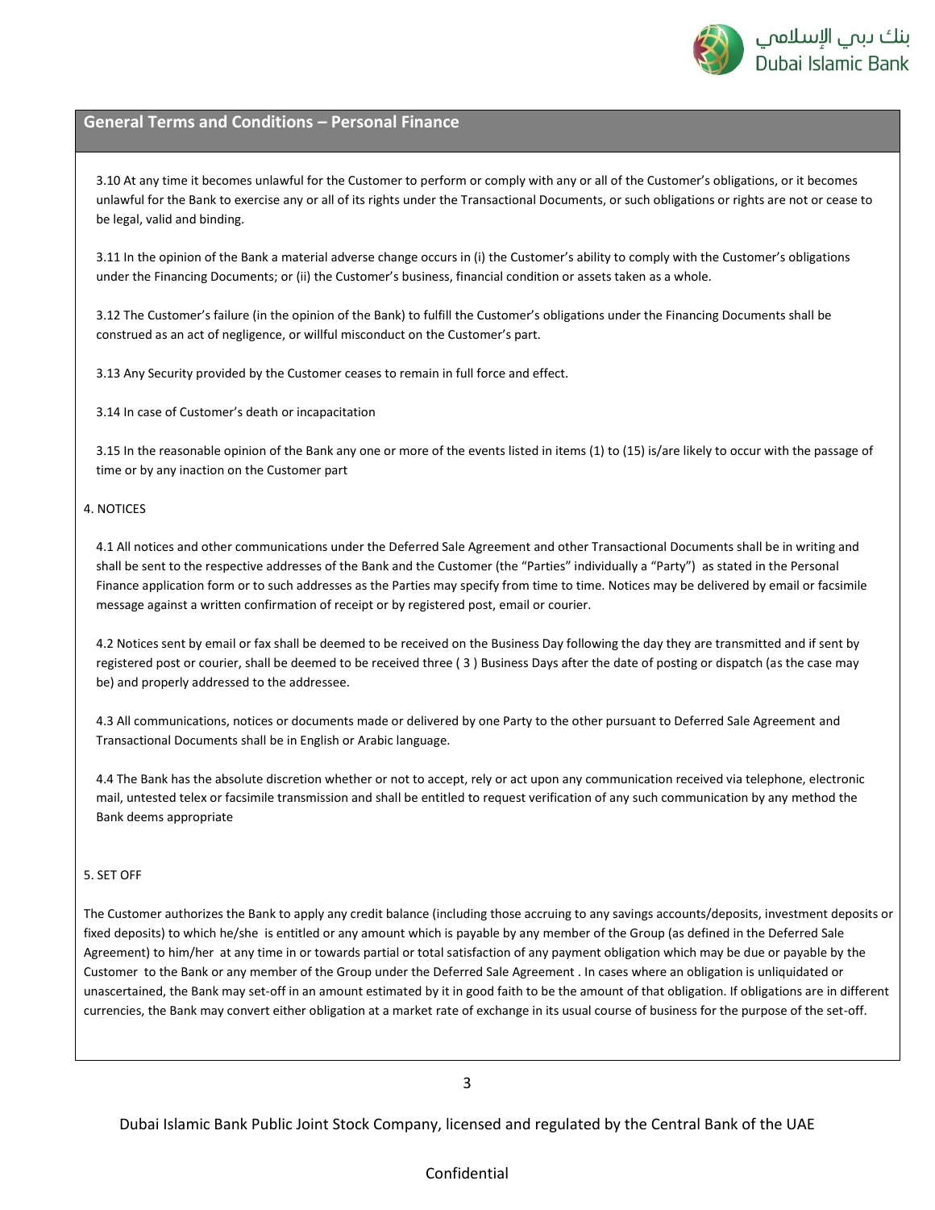## General Terms and Conditions – Personal Finance

3.10 At any time it becomes unlawful for the Customer to perform or comply with any or all of the Customer's obligations, or it becomes unlawful for the Bank to exercise any or all of its rights under the Transactional Documents, or such obligations or rights are not or cease to be legal, valid and binding.

3.11 In the opinion of the Bank a material adverse change occurs in (i) the Customer's ability to comply with the Customer's obligations under the Financing Documents; or (ii) the Customer's business, financial condition or assets taken as a whole.

3.12 The Customer's failure (in the opinion of the Bank) to fulfill the Customer's obligations under the Financing Documents shall be construed as an act of negligence, or willful misconduct on the Customer's part.

3.13 Any Security provided by the Customer ceases to remain in full force and effect.

3.14 In case of Customer's death or incapacitation

3.15 In the reasonable opinion of the Bank any one or more of the events listed in items (1) to (15) is/are likely to occur with the passage of time or by any inaction on the Customer part

4. NOTICES

4.1 All notices and other communications under the Deferred Sale Agreement and other Transactional Documents shall be in writing and shall be sent to the respective addresses of the Bank and the Customer (the "Parties" individually a "Party") as stated in the Personal Finance application form or to such addresses as the Parties may specify from time to time. Notices may be delivered by email or facsimile message against a written confirmation of receipt or by registered post, email or courier.

4.2 Notices sent by email or fax shall be deemed to be received on the Business Day following the day they are transmitted and if sent by registered post or courier, shall be deemed to be received three ( 3 ) Business Days after the date of posting or dispatch (as the case may be) and properly addressed to the addressee.

4.3 All communications, notices or documents made or delivered by one Party to the other pursuant to Deferred Sale Agreement and Transactional Documents shall be in English or Arabic language.

4.4 The Bank has the absolute discretion whether or not to accept, rely or act upon any communication received via telephone, electronic mail, untested telex or facsimile transmission and shall be entitled to request verification of any such communication by any method the Bank deems appropriate

5. SET OFF

The Customer authorizes the Bank to apply any credit balance (including those accruing to any savings accounts/deposits, investment deposits or fixed deposits) to which he/she is entitled or any amount which is payable by any member of the Group (as defined in the Deferred Sale Agreement) to him/her at any time in or towards partial or total satisfaction of any payment obligation which may be due or payable by the Customer to the Bank or any member of the Group under the Deferred Sale Agreement . In cases where an obligation is unliquidated or unascertained, the Bank may set-off in an amount estimated by it in good faith to be the amount of that obligation. If obligations are in different currencies, the Bank may convert either obligation at a market rate of exchange in its usual course of business for the purpose of the set-off.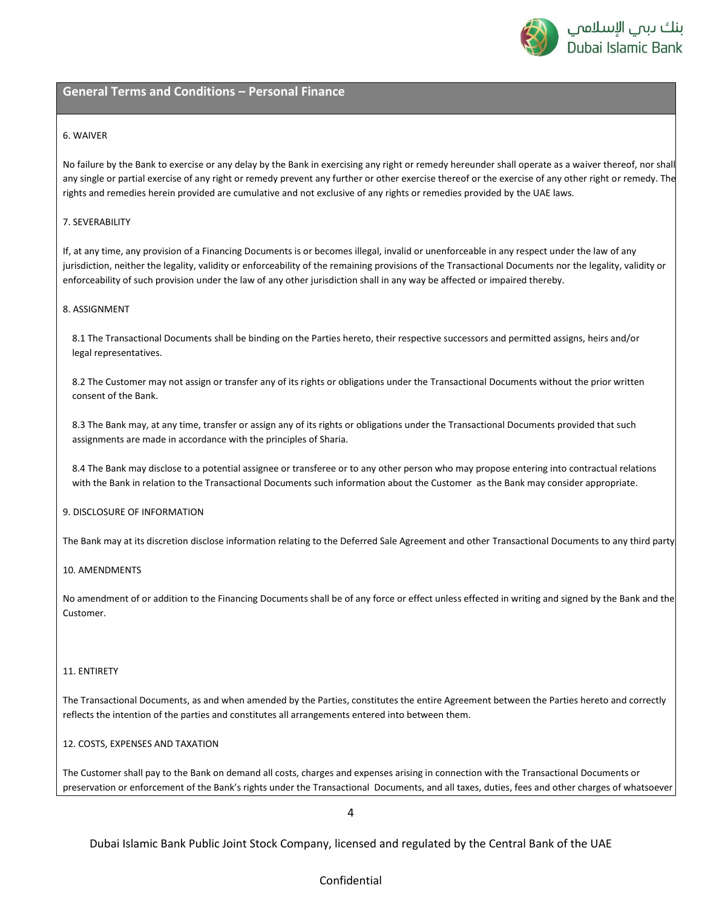## General Terms and Conditions – Personal Finance

### 6. WAIVER

No failure by the Bank to exercise or any delay by the Bank in exercising any right or remedy hereunder shall operate as a waiver thereof, nor shall any single or partial exercise of any right or remedy prevent any further or other exercise thereof or the exercise of any other right or remedy. The rights and remedies herein provided are cumulative and not exclusive of any rights or remedies provided by the UAE laws.

### 7. SEVERABILITY

If, at any time, any provision of a Financing Documents is or becomes illegal, invalid or unenforceable in any respect under the law of any jurisdiction, neither the legality, validity or enforceability of the remaining provisions of the Transactional Documents nor the legality, validity or enforceability of such provision under the law of any other jurisdiction shall in any way be affected or impaired thereby.

### 8. ASSIGNMENT

8.1 The Transactional Documents shall be binding on the Parties hereto, their respective successors and permitted assigns, heirs and/or legal representatives.

8.2 The Customer may not assign or transfer any of its rights or obligations under the Transactional Documents without the prior written consent of the Bank.

8.3 The Bank may, at any time, transfer or assign any of its rights or obligations under the Transactional Documents provided that such assignments are made in accordance with the principles of Sharia.

8.4 The Bank may disclose to a potential assignee or transferee or to any other person who may propose entering into contractual relations with the Bank in relation to the Transactional Documents such information about the Customer as the Bank may consider appropriate.

### 9. DISCLOSURE OF INFORMATION

The Bank may at its discretion disclose information relating to the Deferred Sale Agreement and other Transactional Documents to any third party

### 10. AMENDMENTS

No amendment of or addition to the Financing Documents shall be of any force or effect unless effected in writing and signed by the Bank and the Customer.

### 11. ENTIRETY

The Transactional Documents, as and when amended by the Parties, constitutes the entire Agreement between the Parties hereto and correctly reflects the intention of the parties and constitutes all arrangements entered into between them.

### 12. COSTS, EXPENSES AND TAXATION

The Customer shall pay to the Bank on demand all costs, charges and expenses arising in connection with the Transactional Documents or preservation or enforcement of the Bank's rights under the Transactional Documents, and all taxes, duties, fees and other charges of whatsoever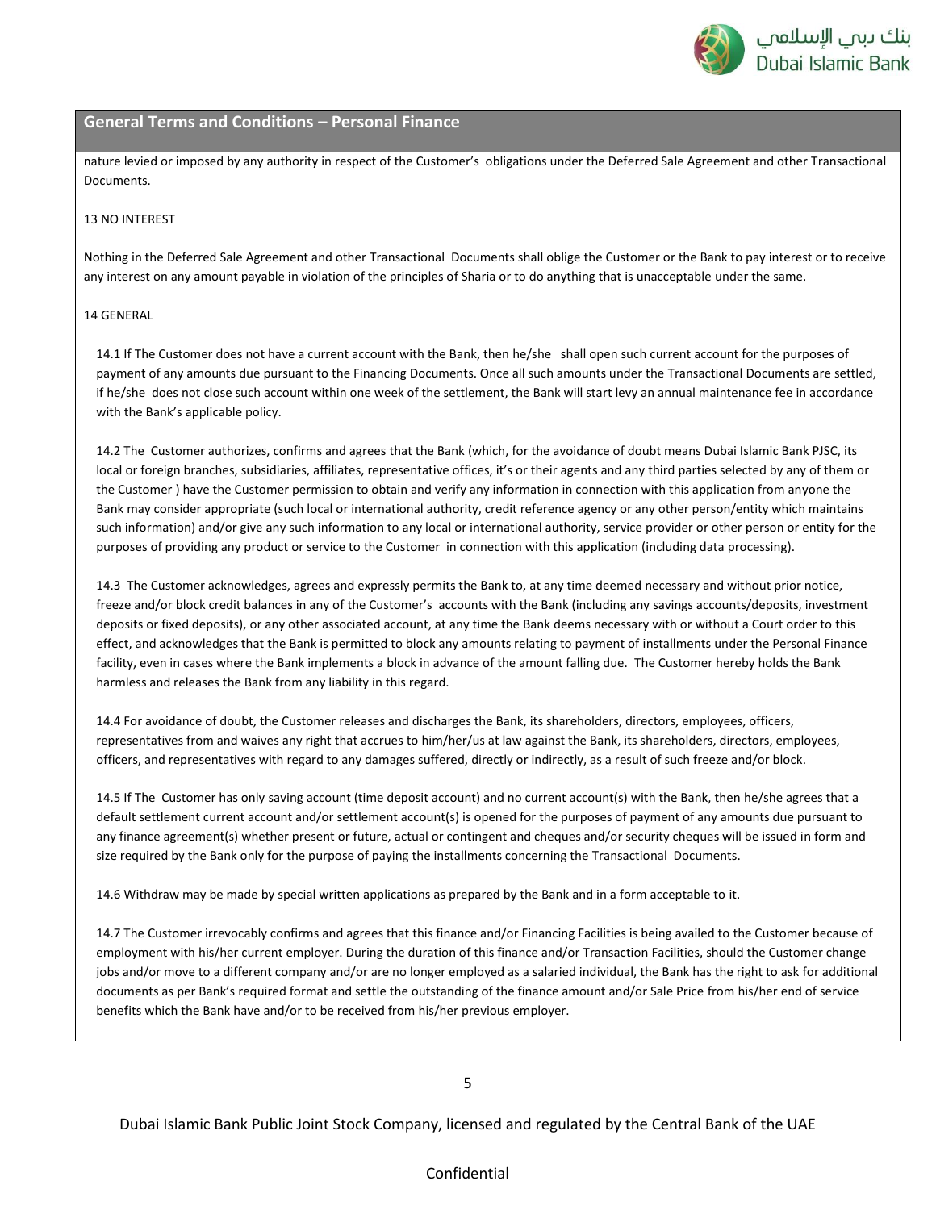nature levied or imposed by any authority in respect of the Customer's obligations under the Deferred Sale Agreement and other Transactional Documents.

## 13 NO INTEREST

Nothing in the Deferred Sale Agreement and other Transactional Documents shall oblige the Customer or the Bank to pay interest or to receive any interest on any amount payable in violation of the principles of Sharia or to do anything that is unacceptable under the same.

## 14 GENERAL

14.1 If The Customer does not have a current account with the Bank, then he/she shall open such current account for the purposes of payment of any amounts due pursuant to the Financing Documents. Once all such amounts under the Transactional Documents are settled, if he/she does not close such account within one week of the settlement, the Bank will start levy an annual maintenance fee in accordance with the Bank's applicable policy.

14.2 The Customer authorizes, confirms and agrees that the Bank (which, for the avoidance of doubt means Dubai Islamic Bank PJSC, its local or foreign branches, subsidiaries, affiliates, representative offices, it's or their agents and any third parties selected by any of them or the Customer ) have the Customer permission to obtain and verify any information in connection with this application from anyone the Bank may consider appropriate (such local or international authority, credit reference agency or any other person/entity which maintains such information) and/or give any such information to any local or international authority, service provider or other person or entity for the purposes of providing any product or service to the Customer in connection with this application (including data processing).

14.3 The Customer acknowledges, agrees and expressly permits the Bank to, at any time deemed necessary and without prior notice, freeze and/or block credit balances in any of the Customer's accounts with the Bank (including any savings accounts/deposits, investment deposits or fixed deposits), or any other associated account, at any time the Bank deems necessary with or without a Court order to this effect, and acknowledges that the Bank is permitted to block any amounts relating to payment of installments under the Personal Finance facility, even in cases where the Bank implements a block in advance of the amount falling due. The Customer hereby holds the Bank harmless and releases the Bank from any liability in this regard.

14.4 For avoidance of doubt, the Customer releases and discharges the Bank, its shareholders, directors, employees, officers, representatives from and waives any right that accrues to him/her/us at law against the Bank, its shareholders, directors, employees, officers, and representatives with regard to any damages suffered, directly or indirectly, as a result of such freeze and/or block.

14.5 If The Customer has only saving account (time deposit account) and no current account(s) with the Bank, then he/she agrees that a default settlement current account and/or settlement account(s) is opened for the purposes of payment of any amounts due pursuant to any finance agreement(s) whether present or future, actual or contingent and cheques and/or security cheques will be issued in form and size required by the Bank only for the purpose of paying the installments concerning the Transactional Documents.

14.6 Withdraw may be made by special written applications as prepared by the Bank and in a form acceptable to it.

14.7 The Customer irrevocably confirms and agrees that this finance and/or Financing Facilities is being availed to the Customer because of employment with his/her current employer. During the duration of this finance and/or Transaction Facilities, should the Customer change jobs and/or move to a different company and/or are no longer employed as a salaried individual, the Bank has the right to ask for additional documents as per Bank's required format and settle the outstanding of the finance amount and/or Sale Price from his/her end of service benefits which the Bank have and/or to be received from his/her previous employer.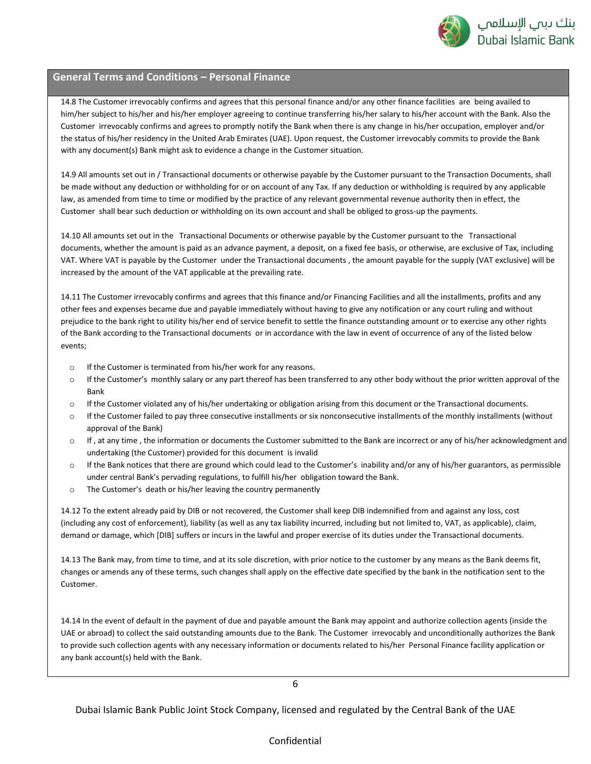## General Terms and Conditions – Personal Finance

14.8 The Customer irrevocably confirms and agrees that this personal finance and/or any other finance facilities are being availed to him/her subject to his/her and his/her employer agreeing to continue transferring his/her salary to his/her account with the Bank. Also the Customer irrevocably confirms and agrees to promptly notify the Bank when there is any change in his/her occupation, employer and/or the status of his/her residency in the United Arab Emirates (UAE). Upon request, the Customer irrevocably commits to provide the Bank with any document(s) Bank might ask to evidence a change in the Customer situation.

14.9 All amounts set out in / Transactional documents or otherwise payable by the Customer pursuant to the Transaction Documents, shall be made without any deduction or withholding for or on account of any Tax. If any deduction or withholding is required by any applicable law, as amended from time to time or modified by the practice of any relevant governmental revenue authority then in effect, the Customer shall bear such deduction or withholding on its own account and shall be obliged to gross-up the payments.

14.10 All amounts set out in the Transactional Documents or otherwise payable by the Customer pursuant to the Transactional documents, whether the amount is paid as an advance payment, a deposit, on a fixed fee basis, or otherwise, are exclusive of Tax, including VAT. Where VAT is payable by the Customer under the Transactional documents , the amount payable for the supply (VAT exclusive) will be increased by the amount of the VAT applicable at the prevailing rate.

14.11 The Customer irrevocably confirms and agrees that this finance and/or Financing Facilities and all the installments, profits and any other fees and expenses became due and payable immediately without having to give any notification or any court ruling and without prejudice to the bank right to utility his/her end of service benefit to settle the finance outstanding amount or to exercise any other rights of the Bank according to the Transactional documents or in accordance with the law in event of occurrence of any of the listed below events;

- If the Customer is terminated from his/her work for any reasons.
- If the Customer's monthly salary or any part thereof has been transferred to any other body without the prior written approval of the Bank
- If the Customer violated any of his/her undertaking or obligation arising from this document or the Transactional documents.
- If the Customer failed to pay three consecutive installments or six nonconsecutive installments of the monthly installments (without approval of the Bank)
- If , at any time , the information or documents the Customer submitted to the Bank are incorrect or any of his/her acknowledgment and undertaking (the Customer) provided for this document is invalid
- If the Bank notices that there are ground which could lead to the Customer's inability and/or any of his/her guarantors, as permissible under central Bank's pervading regulations, to fulfill his/her obligation toward the Bank.
- The Customer's death or his/her leaving the country permanently

14.12 To the extent already paid by DIB or not recovered, the Customer shall keep DIB indemnified from and against any loss, cost (including any cost of enforcement), liability (as well as any tax liability incurred, including but not limited to, VAT, as applicable), claim, demand or damage, which [DIB] suffers or incurs in the lawful and proper exercise of its duties under the Transactional documents.

14.13 The Bank may, from time to time, and at its sole discretion, with prior notice to the customer by any means as the Bank deems fit, changes or amends any of these terms, such changes shall apply on the effective date specified by the bank in the notification sent to the Customer.

14.14 In the event of default in the payment of due and payable amount the Bank may appoint and authorize collection agents (inside the UAE or abroad) to collect the said outstanding amounts due to the Bank. The Customer irrevocably and unconditionally authorizes the Bank to provide such collection agents with any necessary information or documents related to his/her Personal Finance facility application or any bank account(s) held with the Bank.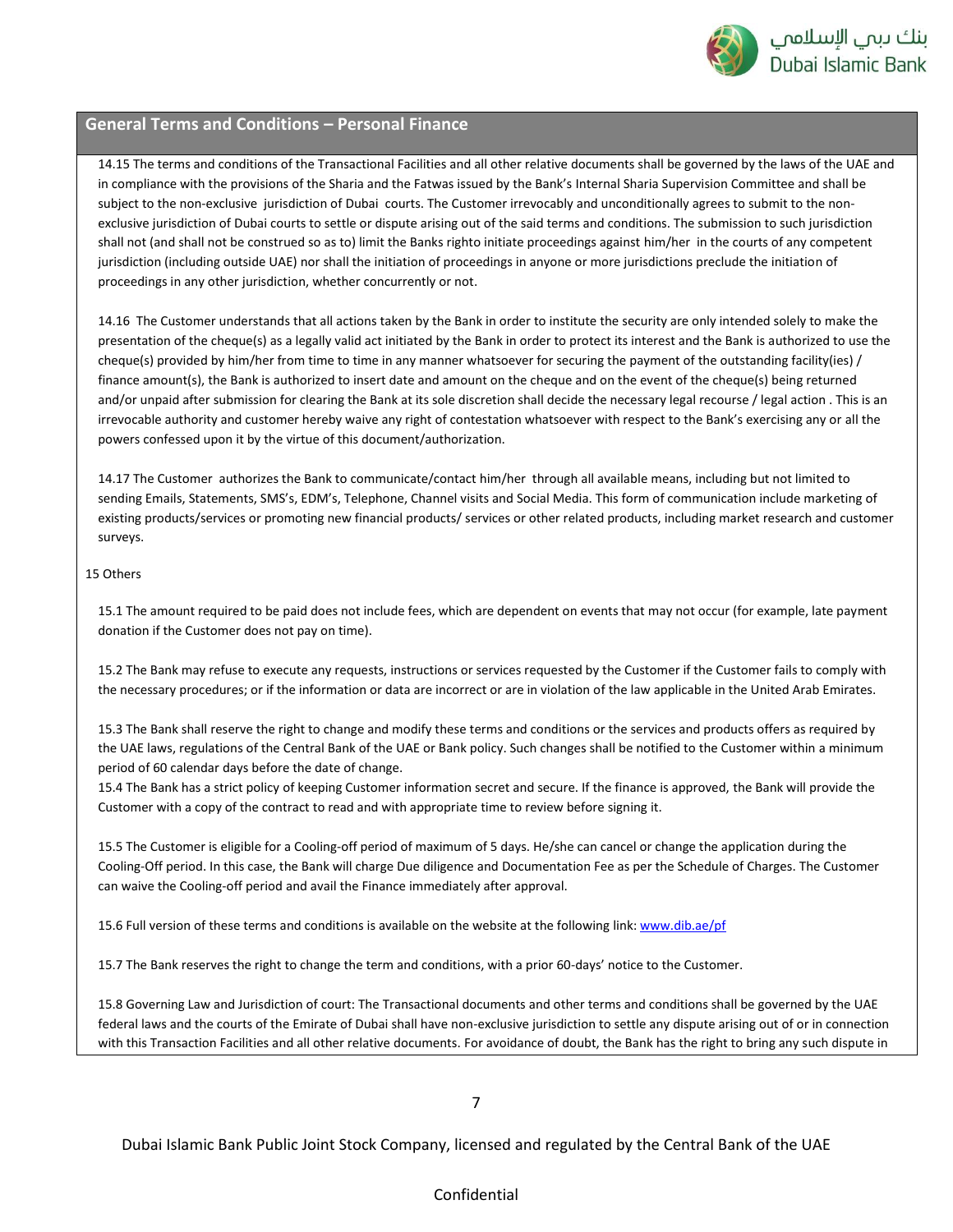## General Terms and Conditions – Personal Finance

14.15 The terms and conditions of the Transactional Facilities and all other relative documents shall be governed by the laws of the UAE and in compliance with the provisions of the Sharia and the Fatwas issued by the Bank's Internal Sharia Supervision Committee and shall be subject to the non-exclusive jurisdiction of Dubai courts. The Customer irrevocably and unconditionally agrees to submit to the non-exclusive jurisdiction of Dubai courts to settle or dispute arising out of the said terms and conditions. The submission to such jurisdiction shall not (and shall not be construed so as to) limit the Banks righto initiate proceedings against him/her in the courts of any competent jurisdiction (including outside UAE) nor shall the initiation of proceedings in anyone or more jurisdictions preclude the initiation of proceedings in any other jurisdiction, whether concurrently or not.

14.16 The Customer understands that all actions taken by the Bank in order to institute the security are only intended solely to make the presentation of the cheque(s) as a legally valid act initiated by the Bank in order to protect its interest and the Bank is authorized to use the cheque(s) provided by him/her from time to time in any manner whatsoever for securing the payment of the outstanding facility(ies) / finance amount(s), the Bank is authorized to insert date and amount on the cheque and on the event of the cheque(s) being returned and/or unpaid after submission for clearing the Bank at its sole discretion shall decide the necessary legal recourse / legal action . This is an irrevocable authority and customer hereby waive any right of contestation whatsoever with respect to the Bank's exercising any or all the powers confessed upon it by the virtue of this document/authorization.

14.17 The Customer authorizes the Bank to communicate/contact him/her through all available means, including but not limited to sending Emails, Statements, SMS's, EDM's, Telephone, Channel visits and Social Media. This form of communication include marketing of existing products/services or promoting new financial products/ services or other related products, including market research and customer surveys.

15 Others

15.1 The amount required to be paid does not include fees, which are dependent on events that may not occur (for example, late payment donation if the Customer does not pay on time).

15.2 The Bank may refuse to execute any requests, instructions or services requested by the Customer if the Customer fails to comply with the necessary procedures; or if the information or data are incorrect or are in violation of the law applicable in the United Arab Emirates.

15.3 The Bank shall reserve the right to change and modify these terms and conditions or the services and products offers as required by the UAE laws, regulations of the Central Bank of the UAE or Bank policy. Such changes shall be notified to the Customer within a minimum period of 60 calendar days before the date of change.

15.4 The Bank has a strict policy of keeping Customer information secret and secure. If the finance is approved, the Bank will provide the Customer with a copy of the contract to read and with appropriate time to review before signing it.

15.5 The Customer is eligible for a Cooling-off period of maximum of 5 days. He/she can cancel or change the application during the Cooling-Off period. In this case, the Bank will charge Due diligence and Documentation Fee as per the Schedule of Charges. The Customer can waive the Cooling-off period and avail the Finance immediately after approval.

15.6 Full version of these terms and conditions is available on the website at the following link: [www.dib.ae/pf](www.dib.ae/pf)

15.7 The Bank reserves the right to change the term and conditions, with a prior 60-days' notice to the Customer.

15.8 Governing Law and Jurisdiction of court: The Transactional documents and other terms and conditions shall be governed by the UAE federal laws and the courts of the Emirate of Dubai shall have non-exclusive jurisdiction to settle any dispute arising out of or in connection with this Transaction Facilities and all other relative documents. For avoidance of doubt, the Bank has the right to bring any such dispute in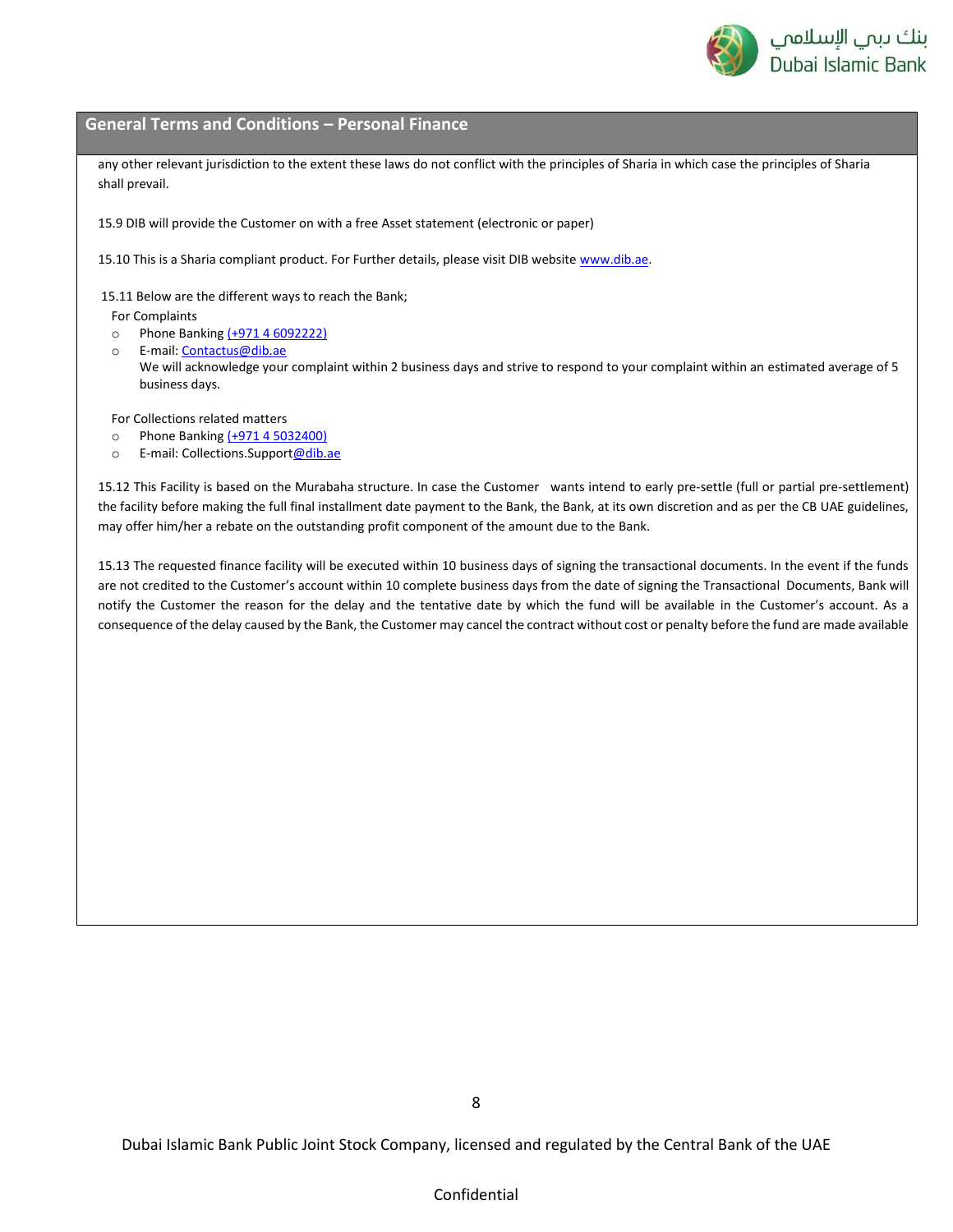## General Terms and Conditions – Personal Finance

any other relevant jurisdiction to the extent these laws do not conflict with the principles of Sharia in which case the principles of Sharia shall prevail.

15.9 DIB will provide the Customer on with a free Asset statement (electronic or paper)

15.10 This is a Sharia compliant product. For Further details, please visit DIB website www.dib.ae.

15.11 Below are the different ways to reach the Bank;

For Complaints

- Phone Banking (+971 4 6092222)
- E-mail: Contactus@dib.ae
  We will acknowledge your complaint within 2 business days and strive to respond to your complaint within an estimated average of 5 business days.

For Collections related matters

- Phone Banking (+971 4 5032400)
- E-mail: Collections.Support@dib.ae

15.12 This Facility is based on the Murabaha structure. In case the Customer wants intend to early pre-settle (full or partial pre-settlement) the facility before making the full final installment date payment to the Bank, the Bank, at its own discretion and as per the CB UAE guidelines, may offer him/her a rebate on the outstanding profit component of the amount due to the Bank.

15.13 The requested finance facility will be executed within 10 business days of signing the transactional documents. In the event if the funds are not credited to the Customer's account within 10 complete business days from the date of signing the Transactional Documents, Bank will notify the Customer the reason for the delay and the tentative date by which the fund will be available in the Customer's account. As a consequence of the delay caused by the Bank, the Customer may cancel the contract without cost or penalty before the fund are made available

Dubai Islamic Bank Public Joint Stock Company, licensed and regulated by the Central Bank of the UAE

Confidential